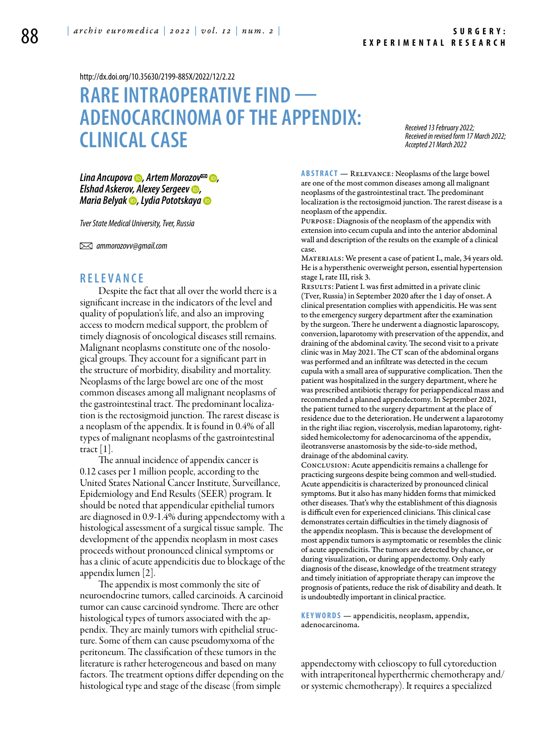http://dx.doi.org/10.35630/2199-885X/2022/12/2.22

# RARE INTRAOPERATIVE FIND — ADENOCARCINOMA OF THE APPENDIX: CLINICAL CASE

*Received 13 February 2022; Received in revised form 17 March 2022; Accepted 21 March 2022*

***Lina Ancupova, Artem Morozov✉, Elshad Askerov, Alexey Sergeev, Maria Belyak, Lydia Pototskaya***

*Tver State Medical University, Tver, Russia*

✉ *ammorozovv@gmail.com*

**ABSTRACT** — Relevance: Neoplasms of the large bowel are one of the most common diseases among all malignant neoplasms of the gastrointestinal tract. The predominant localization is the rectosigmoid junction. The rarest disease is a neoplasm of the appendix.

Purpose: Diagnosis of the neoplasm of the appendix with extension into cecum cupula and into the anterior abdominal wall and description of the results on the example of a clinical case.

Materials: We present a case of patient I., male, 34 years old. He is a hypersthenic overweight person, essential hypertension stage I, rate III, risk 3.

Results: Patient I. was first admitted in a private clinic (Tver, Russia) in September 2020 after the 1 day of onset. A clinical presentation complies with appendicitis. He was sent to the emergency surgery department after the examination by the surgeon. There he underwent a diagnostic laparoscopy, conversion, laparotomy with preservation of the appendix, and draining of the abdominal cavity. The second visit to a private clinic was in May 2021. The CT scan of the abdominal organs was performed and an infiltrate was detected in the cecum cupula with a small area of suppurative complication. Then the patient was hospitalized in the surgery department, where he was prescribed antibiotic therapy for periappendiceal mass and recommended a planned appendectomy. In September 2021, the patient turned to the surgery department at the place of residence due to the deterioration. He underwent a laparotomy in the right iliac region, viscerolysis, median laparotomy, right-sided hemicolectomy for adenocarcinoma of the appendix, ileotransverse anastomosis by the side-to-side method, drainage of the abdominal cavity.

Conclusion: Acute appendicitis remains a challenge for practicing surgeons despite being common and well-studied. Acute appendicitis is characterized by pronounced clinical symptoms. But it also has many hidden forms that mimicked other diseases. That's why the establishment of this diagnosis is difficult even for experienced clinicians. This clinical case demonstrates certain difficulties in the timely diagnosis of the appendix neoplasm. This is because the development of most appendix tumors is asymptomatic or resembles the clinic of acute appendicitis. The tumors are detected by chance, or during visualization, or during appendectomy. Only early diagnosis of the disease, knowledge of the treatment strategy and timely initiation of appropriate therapy can improve the prognosis of patients, reduce the risk of disability and death. It is undoubtedly important in clinical practice.

**KEYWORDS** — appendicitis, neoplasm, appendix, adenocarcinoma.

## RELEVANCE

Despite the fact that all over the world there is a significant increase in the indicators of the level and quality of population's life, and also an improving access to modern medical support, the problem of timely diagnosis of oncological diseases still remains. Malignant neoplasms constitute one of the nosological groups. They account for a significant part in the structure of morbidity, disability and mortality. Neoplasms of the large bowel are one of the most common diseases among all malignant neoplasms of the gastrointestinal tract. The predominant localization is the rectosigmoid junction. The rarest disease is a neoplasm of the appendix. It is found in 0.4% of all types of malignant neoplasms of the gastrointestinal tract [1].

The annual incidence of appendix cancer is 0.12 cases per 1 million people, according to the United States National Cancer Institute, Surveillance, Epidemiology and End Results (SEER) program. It should be noted that appendicular epithelial tumors are diagnosed in 0.9-1.4% during appendectomy with a histological assessment of a surgical tissue sample. The development of the appendix neoplasm in most cases proceeds without pronounced clinical symptoms or has a clinic of acute appendicitis due to blockage of the appendix lumen [2].

The appendix is most commonly the site of neuroendocrine tumors, called carcinoids. A carcinoid tumor can cause carcinoid syndrome. There are other histological types of tumors associated with the appendix. They are mainly tumors with epithelial structure. Some of them can cause pseudomyxoma of the peritoneum. The classification of these tumors in the literature is rather heterogeneous and based on many factors. The treatment options differ depending on the histological type and stage of the disease (from simple appendectomy with celioscopy to full cytoreduction with intraperitoneal hyperthermic chemotherapy and/or systemic chemotherapy). It requires a specialized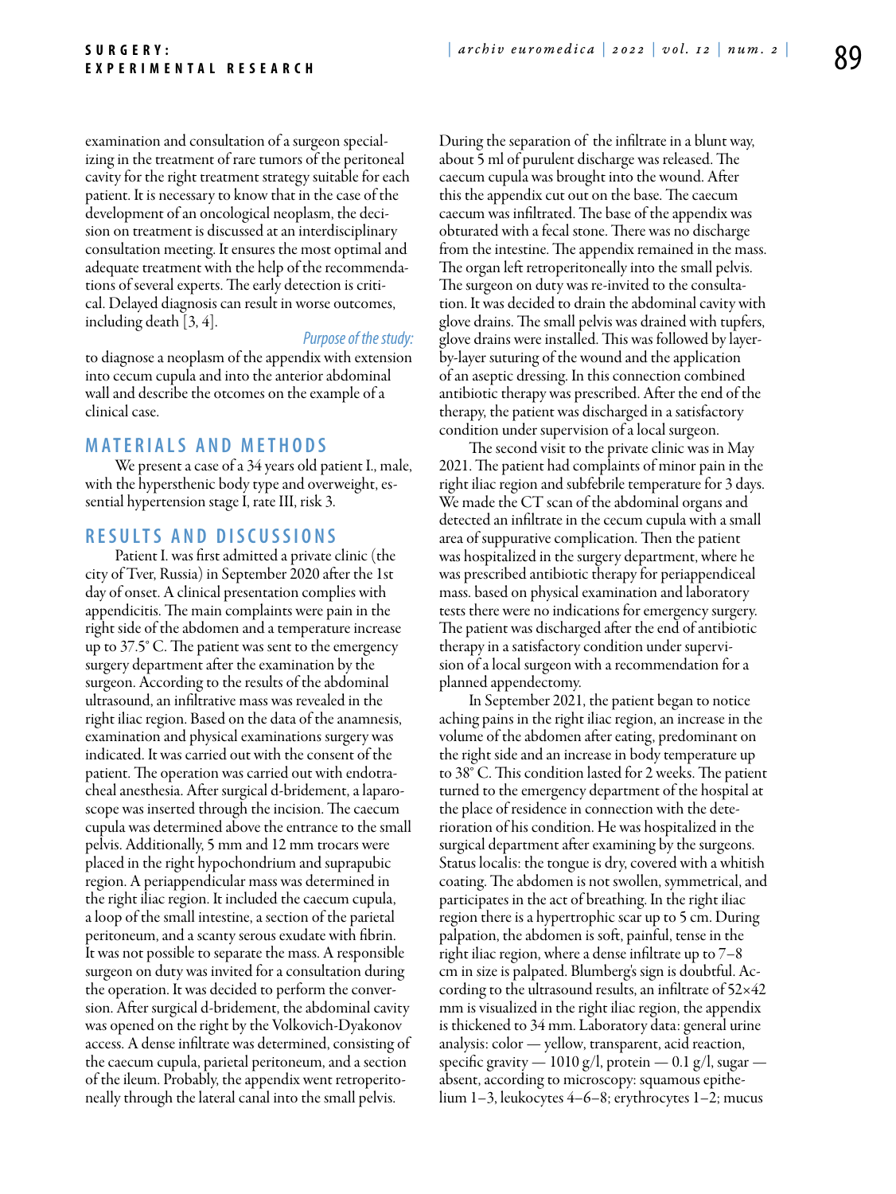examination and consultation of a surgeon specializing in the treatment of rare tumors of the peritoneal cavity for the right treatment strategy suitable for each patient. It is necessary to know that in the case of the development of an oncological neoplasm, the decision on treatment is discussed at an interdisciplinary consultation meeting. It ensures the most optimal and adequate treatment with the help of the recommendations of several experts. The early detection is critical. Delayed diagnosis can result in worse outcomes, including death [3, 4].

*Purpose of the study:* to diagnose a neoplasm of the appendix with extension into cecum cupula and into the anterior abdominal wall and describe the otcomes on the example of a clinical case.

## MATERIALS AND METHODS

We present a case of a 34 years old patient I., male, with the hypersthenic body type and overweight, essential hypertension stage I, rate III, risk 3.

## RESULTS AND DISCUSSIONS

Patient I. was first admitted a private clinic (the city of Tver, Russia) in September 2020 after the 1st day of onset. A clinical presentation complies with appendicitis. The main complaints were pain in the right side of the abdomen and a temperature increase up to 37.5° C. The patient was sent to the emergency surgery department after the examination by the surgeon. According to the results of the abdominal ultrasound, an infiltrative mass was revealed in the right iliac region. Based on the data of the anamnesis, examination and physical examinations surgery was indicated. It was carried out with the consent of the patient. The operation was carried out with endotracheal anesthesia. After surgical d-bridement, a laparoscope was inserted through the incision. The caecum cupula was determined above the entrance to the small pelvis. Additionally, 5 mm and 12 mm trocars were placed in the right hypochondrium and suprapubic region. A periappendicular mass was determined in the right iliac region. It included the caecum cupula, a loop of the small intestine, a section of the parietal peritoneum, and a scanty serous exudate with fibrin. It was not possible to separate the mass. A responsible surgeon on duty was invited for a consultation during the operation. It was decided to perform the conversion. After surgical d-bridement, the abdominal cavity was opened on the right by the Volkovich-Dyakonov access. A dense infiltrate was determined, consisting of the caecum cupula, parietal peritoneum, and a section of the ileum. Probably, the appendix went retroperitoneally through the lateral canal into the small pelvis. During the separation of the infiltrate in a blunt way, about 5 ml of purulent discharge was released. The caecum cupula was brought into the wound. After this the appendix cut out on the base. The caecum caecum was infiltrated. The base of the appendix was obturated with a fecal stone. There was no discharge from the intestine. The appendix remained in the mass. The organ left retroperitoneally into the small pelvis. The surgeon on duty was re-invited to the consultation. It was decided to drain the abdominal cavity with glove drains. The small pelvis was drained with tupfers, glove drains were installed. This was followed by layer-by-layer suturing of the wound and the application of an aseptic dressing. In this connection combined antibiotic therapy was prescribed. After the end of the therapy, the patient was discharged in a satisfactory condition under supervision of a local surgeon.

The second visit to the private clinic was in May 2021. The patient had complaints of minor pain in the right iliac region and subfebrile temperature for 3 days. We made the CT scan of the abdominal organs and detected an infiltrate in the cecum cupula with a small area of suppurative complication. Then the patient was hospitalized in the surgery department, where he was prescribed antibiotic therapy for periappendiceal mass. based on physical examination and laboratory tests there were no indications for emergency surgery. The patient was discharged after the end of antibiotic therapy in a satisfactory condition under supervision of a local surgeon with a recommendation for a planned appendectomy.

In September 2021, the patient began to notice aching pains in the right iliac region, an increase in the volume of the abdomen after eating, predominant on the right side and an increase in body temperature up to 38° C. This condition lasted for 2 weeks. The patient turned to the emergency department of the hospital at the place of residence in connection with the deterioration of his condition. He was hospitalized in the surgical department after examining by the surgeons. Status localis: the tongue is dry, covered with a whitish coating. The abdomen is not swollen, symmetrical, and participates in the act of breathing. In the right iliac region there is a hypertrophic scar up to 5 cm. During palpation, the abdomen is soft, painful, tense in the right iliac region, where a dense infiltrate up to 7–8 cm in size is palpated. Blumberg's sign is doubtful. According to the ultrasound results, an infiltrate of 52×42 mm is visualized in the right iliac region, the appendix is thickened to 34 mm. Laboratory data: general urine analysis: color — yellow, transparent, acid reaction, specific gravity — 1010 g/l, protein — 0.1 g/l, sugar — absent, according to microscopy: squamous epithelium 1–3, leukocytes 4–6–8; erythrocytes 1–2; mucus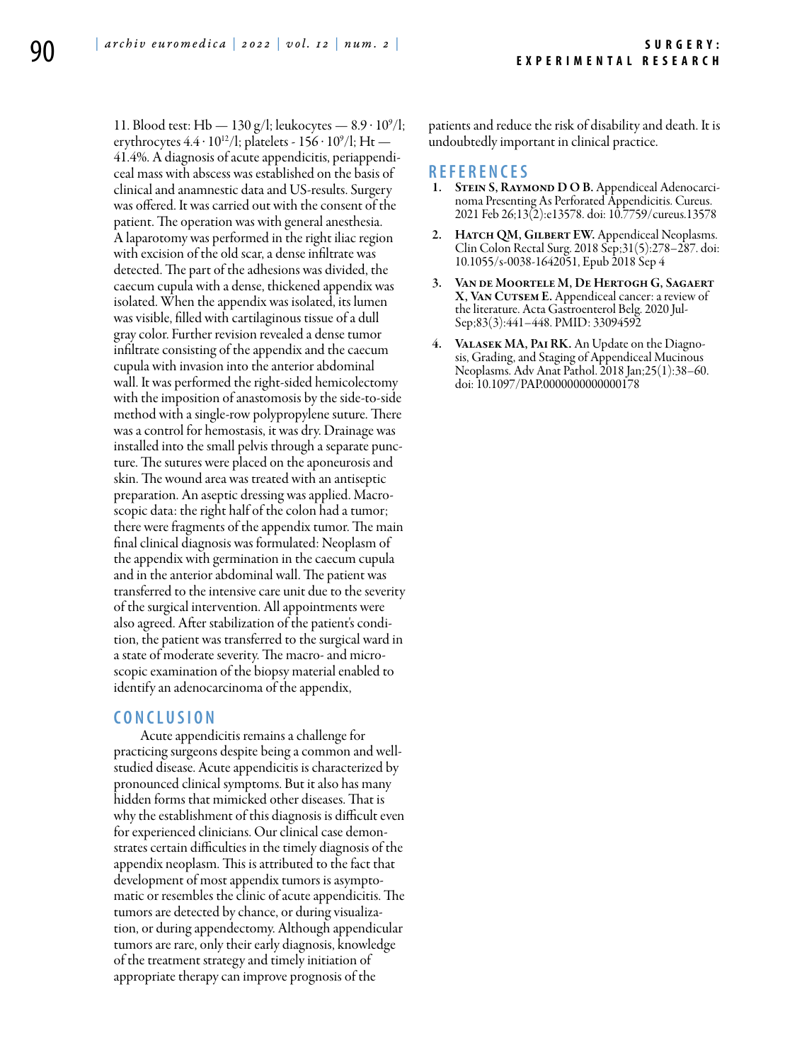11. Blood test: Hb — 130 g/l; leukocytes — $8.9 \cdot 10^9$/l; erythrocytes $4.4 \cdot 10^{12}$/l; platelets - $156 \cdot 10^9$/l; Ht — 41.4%. A diagnosis of acute appendicitis, periappendiceal mass with abscess was established on the basis of clinical and anamnestic data and US-results. Surgery was offered. It was carried out with the consent of the patient. The operation was with general anesthesia. A laparotomy was performed in the right iliac region with excision of the old scar, a dense infiltrate was detected. The part of the adhesions was divided, the caecum cupula with a dense, thickened appendix was isolated. When the appendix was isolated, its lumen was visible, filled with cartilaginous tissue of a dull gray color. Further revision revealed a dense tumor infiltrate consisting of the appendix and the caecum cupula with invasion into the anterior abdominal wall. It was performed the right-sided hemicolectomy with the imposition of anastomosis by the side-to-side method with a single-row polypropylene suture. There was a control for hemostasis, it was dry. Drainage was installed into the small pelvis through a separate puncture. The sutures were placed on the aponeurosis and skin. The wound area was treated with an antiseptic preparation. An aseptic dressing was applied. Macroscopic data: the right half of the colon had a tumor; there were fragments of the appendix tumor. The main final clinical diagnosis was formulated: Neoplasm of the appendix with germination in the caecum cupula and in the anterior abdominal wall. The patient was transferred to the intensive care unit due to the severity of the surgical intervention. All appointments were also agreed. After stabilization of the patient's condition, the patient was transferred to the surgical ward in a state of moderate severity. The macro- and microscopic examination of the biopsy material enabled to identify an adenocarcinoma of the appendix,

## CONCLUSION

Acute appendicitis remains a challenge for practicing surgeons despite being a common and well-studied disease. Acute appendicitis is characterized by pronounced clinical symptoms. But it also has many hidden forms that mimicked other diseases. That is why the establishment of this diagnosis is difficult even for experienced clinicians. Our clinical case demonstrates certain difficulties in the timely diagnosis of the appendix neoplasm. This is attributed to the fact that development of most appendix tumors is asymptomatic or resembles the clinic of acute appendicitis. The tumors are detected by chance, or during visualization, or during appendectomy. Although appendicular tumors are rare, only their early diagnosis, knowledge of the treatment strategy and timely initiation of appropriate therapy can improve prognosis of the patients and reduce the risk of disability and death. It is undoubtedly important in clinical practice.

## REFERENCES

1. **Stein S, Raymond D O B.** Appendiceal Adenocarcinoma Presenting As Perforated Appendicitis. Cureus. 2021 Feb 26;13(2):e13578. doi: 10.7759/cureus.13578
2. **Hatch QM, Gilbert EW.** Appendiceal Neoplasms. Clin Colon Rectal Surg. 2018 Sep;31(5):278–287. doi: 10.1055/s-0038-1642051, Epub 2018 Sep 4
3. **Van de Moortele M, De Hertogh G, Sagaert X, Van Cutsem E.** Appendiceal cancer: a review of the literature. Acta Gastroenterol Belg. 2020 Jul-Sep;83(3):441–448. PMID: 33094592
4. **Valasek MA, Pai RK.** An Update on the Diagnosis, Grading, and Staging of Appendiceal Mucinous Neoplasms. Adv Anat Pathol. 2018 Jan;25(1):38–60. doi: 10.1097/PAP.0000000000000178